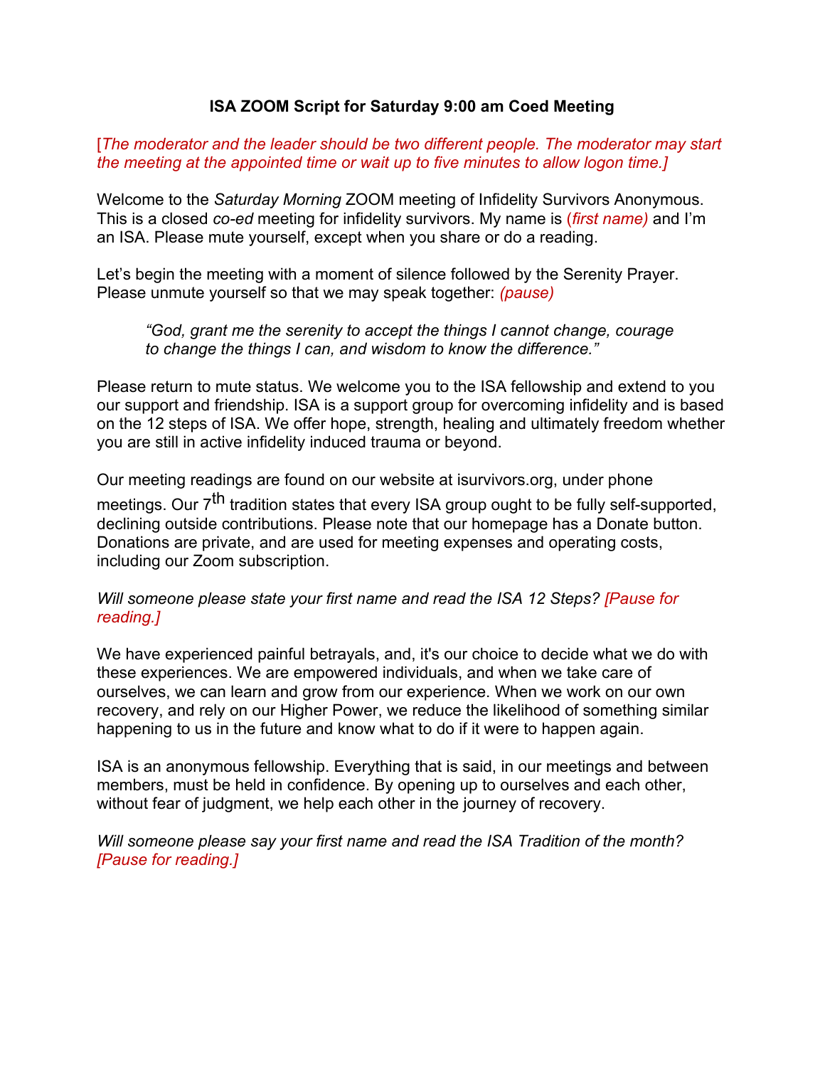**ISA ZOOM Script for Saturday 9:00 am Coed Meeting**

[*The moderator and the leader should be two different people. The moderator may start the meeting at the appointed time or wait up to five minutes to allow logon time.]*

Welcome to the *Saturday Morning* ZOOM meeting of Infidelity Survivors Anonymous. This is a closed *co-ed* meeting for infidelity survivors. My name is (*first name)* and I'm an ISA. Please mute yourself, except when you share or do a reading.

Let's begin the meeting with a moment of silence followed by the Serenity Prayer. Please unmute yourself so that we may speak together: *(pause)*

> *"God, grant me the serenity to accept the things I cannot change, courage to change the things I can, and wisdom to know the difference."*

Please return to mute status. We welcome you to the ISA fellowship and extend to you our support and friendship. ISA is a support group for overcoming infidelity and is based on the 12 steps of ISA. We offer hope, strength, healing and ultimately freedom whether you are still in active infidelity induced trauma or beyond.

Our meeting readings are found on our website at isurvivors.org, under phone meetings. Our 7th tradition states that every ISA group ought to be fully self-supported, declining outside contributions. Please note that our homepage has a Donate button. Donations are private, and are used for meeting expenses and operating costs, including our Zoom subscription.

*Will someone please state your first name and read the ISA 12 Steps? [Pause for reading.]*

We have experienced painful betrayals, and, it's our choice to decide what we do with these experiences. We are empowered individuals, and when we take care of ourselves, we can learn and grow from our experience. When we work on our own recovery, and rely on our Higher Power, we reduce the likelihood of something similar happening to us in the future and know what to do if it were to happen again.

ISA is an anonymous fellowship. Everything that is said, in our meetings and between members, must be held in confidence. By opening up to ourselves and each other, without fear of judgment, we help each other in the journey of recovery.

*Will someone please say your first name and read the ISA Tradition of the month? [Pause for reading.]*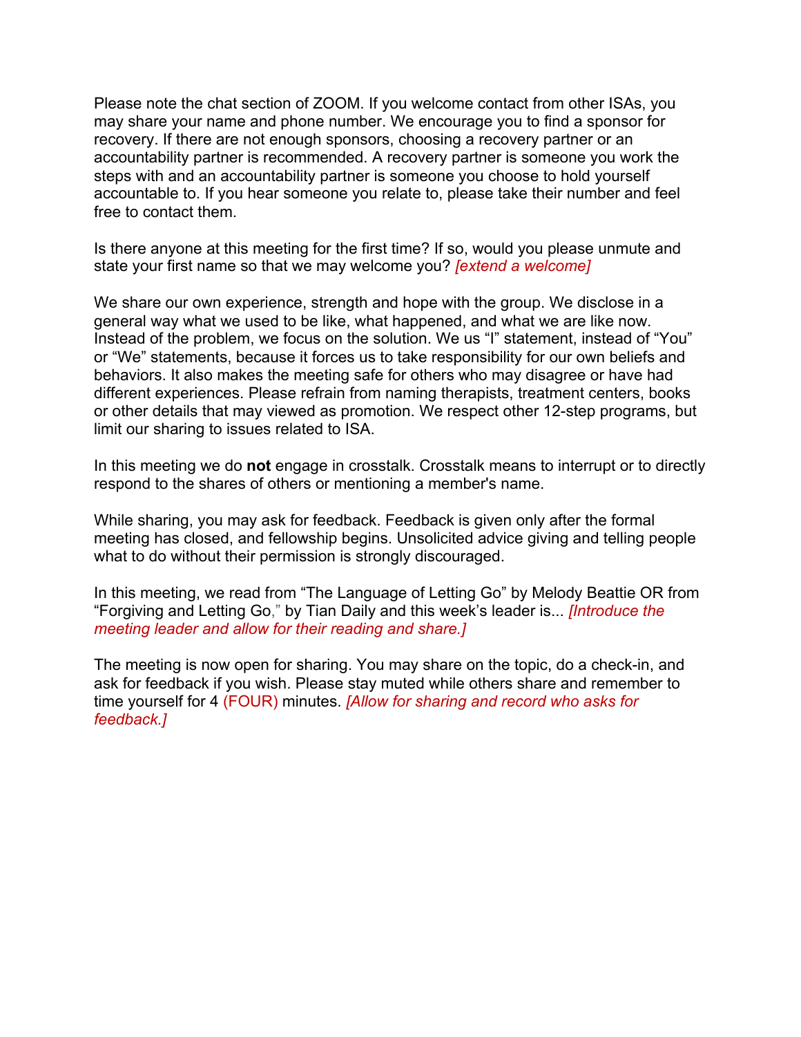Please note the chat section of ZOOM. If you welcome contact from other ISAs, you may share your name and phone number. We encourage you to find a sponsor for recovery. If there are not enough sponsors, choosing a recovery partner or an accountability partner is recommended. A recovery partner is someone you work the steps with and an accountability partner is someone you choose to hold yourself accountable to. If you hear someone you relate to, please take their number and feel free to contact them.

Is there anyone at this meeting for the first time? If so, would you please unmute and state your first name so that we may welcome you? *[extend a welcome]*

We share our own experience, strength and hope with the group. We disclose in a general way what we used to be like, what happened, and what we are like now. Instead of the problem, we focus on the solution. We us "I" statement, instead of "You" or "We" statements, because it forces us to take responsibility for our own beliefs and behaviors. It also makes the meeting safe for others who may disagree or have had different experiences. Please refrain from naming therapists, treatment centers, books or other details that may viewed as promotion. We respect other 12-step programs, but limit our sharing to issues related to ISA.

In this meeting we do **not** engage in crosstalk. Crosstalk means to interrupt or to directly respond to the shares of others or mentioning a member's name.

While sharing, you may ask for feedback. Feedback is given only after the formal meeting has closed, and fellowship begins. Unsolicited advice giving and telling people what to do without their permission is strongly discouraged.

In this meeting, we read from "The Language of Letting Go" by Melody Beattie OR from "Forgiving and Letting Go," by Tian Daily and this week's leader is... *[Introduce the meeting leader and allow for their reading and share.]*

The meeting is now open for sharing. You may share on the topic, do a check-in, and ask for feedback if you wish. Please stay muted while others share and remember to time yourself for 4 (FOUR) minutes. *[Allow for sharing and record who asks for feedback.]*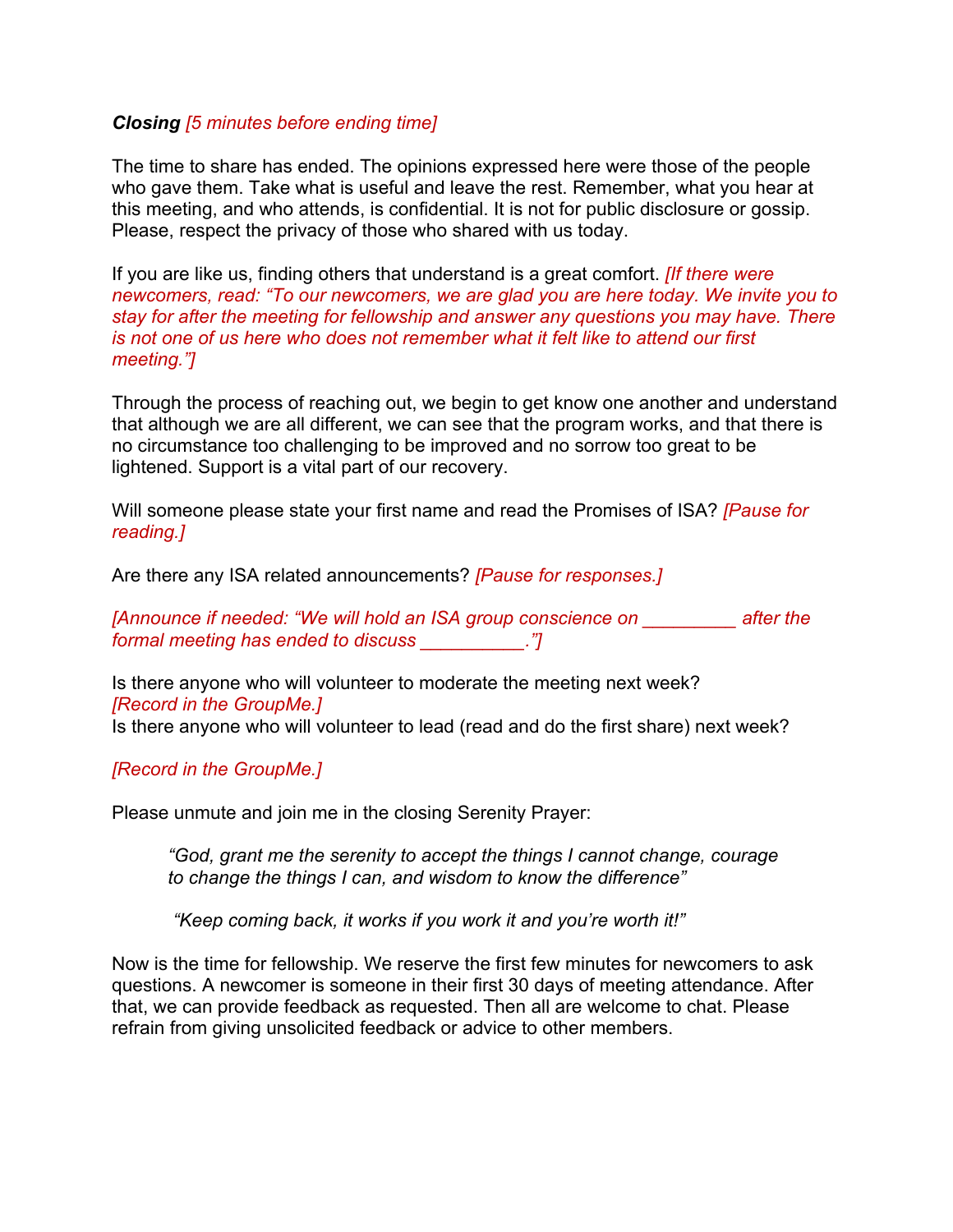***Closing*** *[5 minutes before ending time]*

The time to share has ended. The opinions expressed here were those of the people who gave them. Take what is useful and leave the rest. Remember, what you hear at this meeting, and who attends, is confidential. It is not for public disclosure or gossip. Please, respect the privacy of those who shared with us today.

If you are like us, finding others that understand is a great comfort. *[If there were newcomers, read: "To our newcomers, we are glad you are here today. We invite you to stay for after the meeting for fellowship and answer any questions you may have. There is not one of us here who does not remember what it felt like to attend our first meeting."]*

Through the process of reaching out, we begin to get know one another and understand that although we are all different, we can see that the program works, and that there is no circumstance too challenging to be improved and no sorrow too great to be lightened. Support is a vital part of our recovery.

Will someone please state your first name and read the Promises of ISA? *[Pause for reading.]*

Are there any ISA related announcements? *[Pause for responses.]*

*[Announce if needed: "We will hold an ISA group conscience on _________ after the formal meeting has ended to discuss __________."]*

Is there anyone who will volunteer to moderate the meeting next week?
*[Record in the GroupMe.]*
Is there anyone who will volunteer to lead (read and do the first share) next week?

*[Record in the GroupMe.]*

Please unmute and join me in the closing Serenity Prayer:

> *"God, grant me the serenity to accept the things I cannot change, courage to change the things I can, and wisdom to know the difference"*
>
> *"Keep coming back, it works if you work it and you're worth it!"*

Now is the time for fellowship. We reserve the first few minutes for newcomers to ask questions. A newcomer is someone in their first 30 days of meeting attendance. After that, we can provide feedback as requested. Then all are welcome to chat. Please refrain from giving unsolicited feedback or advice to other members.